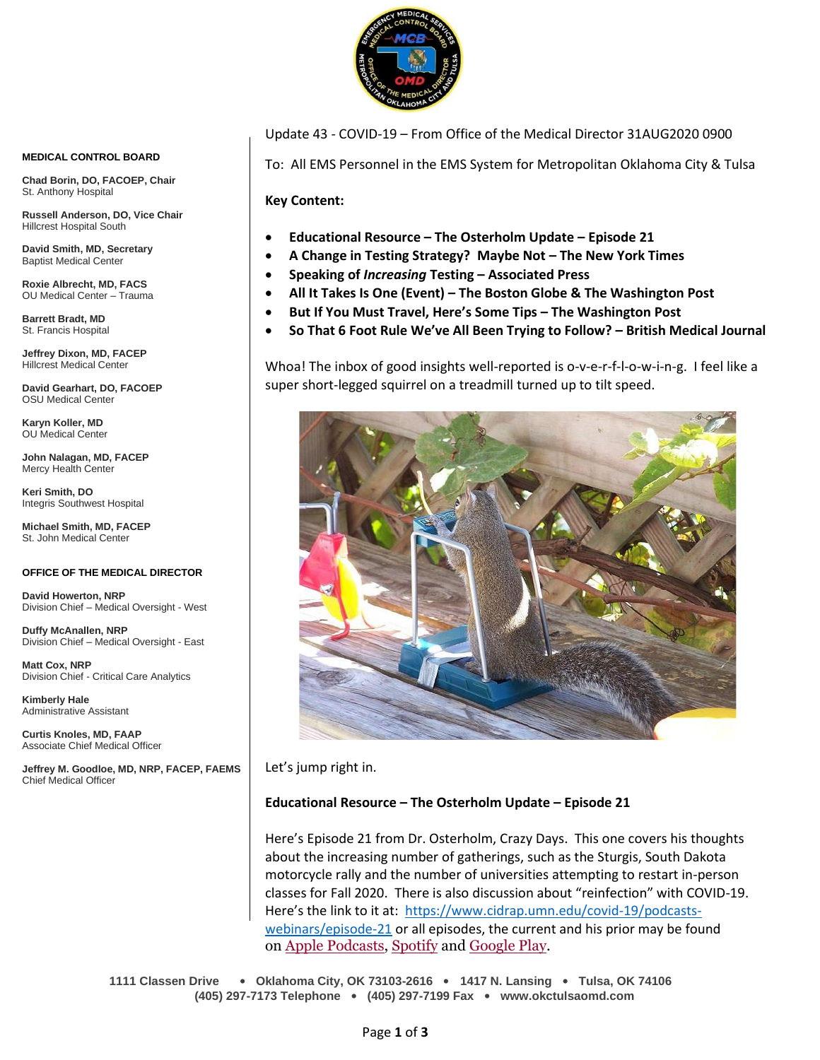**MEDICAL CONTROL BOARD**

**Chad Borin, DO, FACOEP, Chair**
St. Anthony Hospital

**Russell Anderson, DO, Vice Chair**
Hillcrest Hospital South

**David Smith, MD, Secretary**
Baptist Medical Center

**Roxie Albrecht, MD, FACS**
OU Medical Center – Trauma

**Barrett Bradt, MD**
St. Francis Hospital

**Jeffrey Dixon, MD, FACEP**
Hillcrest Medical Center

**David Gearhart, DO, FACOEP**
OSU Medical Center

**Karyn Koller, MD**
OU Medical Center

**John Nalagan, MD, FACEP**
Mercy Health Center

**Keri Smith, DO**
Integris Southwest Hospital

**Michael Smith, MD, FACEP**
St. John Medical Center

**OFFICE OF THE MEDICAL DIRECTOR**

**David Howerton, NRP**
Division Chief – Medical Oversight - West

**Duffy McAnallen, NRP**
Division Chief – Medical Oversight - East

**Matt Cox, NRP**
Division Chief - Critical Care Analytics

**Kimberly Hale**
Administrative Assistant

**Curtis Knoles, MD, FAAP**
Associate Chief Medical Officer

**Jeffrey M. Goodloe, MD, NRP, FACEP, FAEMS**
Chief Medical Officer

Update 43 - COVID-19 – From Office of the Medical Director 31AUG2020 0900

To: All EMS Personnel in the EMS System for Metropolitan Oklahoma City & Tulsa

**Key Content:**

- **Educational Resource – The Osterholm Update – Episode 21**
- **A Change in Testing Strategy? Maybe Not – The New York Times**
- **Speaking of *Increasing* Testing – Associated Press**
- **All It Takes Is One (Event) – The Boston Globe & The Washington Post**
- **But If You Must Travel, Here's Some Tips – The Washington Post**
- **So That 6 Foot Rule We've All Been Trying to Follow? – British Medical Journal**

Whoa! The inbox of good insights well-reported is o-v-e-r-f-l-o-w-i-n-g. I feel like a super short-legged squirrel on a treadmill turned up to tilt speed.

Let's jump right in.

**Educational Resource – The Osterholm Update – Episode 21**

Here's Episode 21 from Dr. Osterholm, Crazy Days. This one covers his thoughts about the increasing number of gatherings, such as the Sturgis, South Dakota motorcycle rally and the number of universities attempting to restart in-person classes for Fall 2020. There is also discussion about "reinfection" with COVID-19. Here's the link to it at: https://www.cidrap.umn.edu/covid-19/podcasts-webinars/episode-21 or all episodes, the current and his prior may be found on Apple Podcasts, Spotify and Google Play.

1111 Classen Drive • Oklahoma City, OK 73103-2616 • 1417 N. Lansing • Tulsa, OK 74106
(405) 297-7173 Telephone • (405) 297-7199 Fax • www.okctulsaomd.com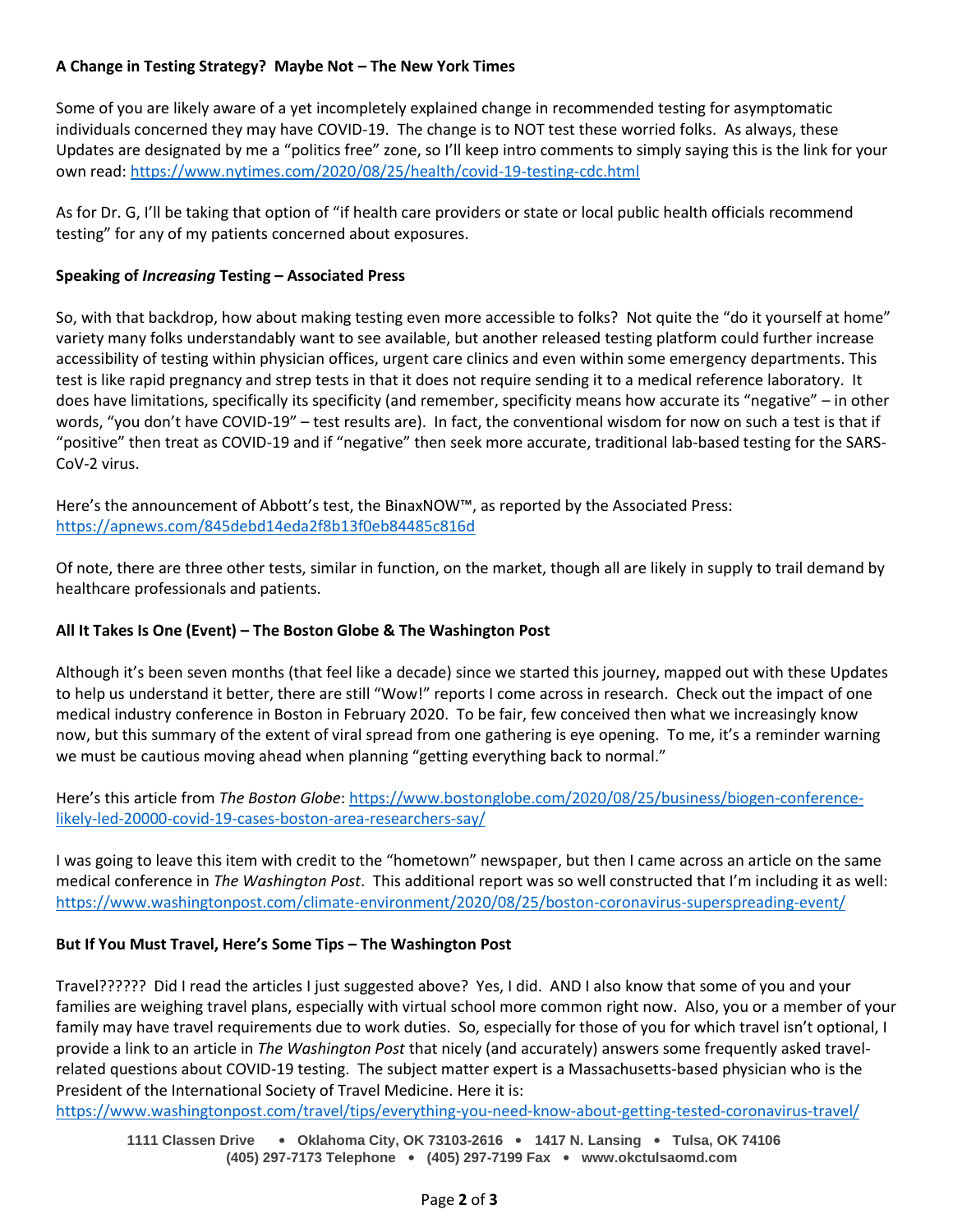**A Change in Testing Strategy? Maybe Not – The New York Times**

Some of you are likely aware of a yet incompletely explained change in recommended testing for asymptomatic individuals concerned they may have COVID-19. The change is to NOT test these worried folks. As always, these Updates are designated by me a "politics free" zone, so I'll keep intro comments to simply saying this is the link for your own read: https://www.nytimes.com/2020/08/25/health/covid-19-testing-cdc.html

As for Dr. G, I'll be taking that option of "if health care providers or state or local public health officials recommend testing" for any of my patients concerned about exposures.

**Speaking of *Increasing* Testing – Associated Press**

So, with that backdrop, how about making testing even more accessible to folks? Not quite the "do it yourself at home" variety many folks understandably want to see available, but another released testing platform could further increase accessibility of testing within physician offices, urgent care clinics and even within some emergency departments. This test is like rapid pregnancy and strep tests in that it does not require sending it to a medical reference laboratory. It does have limitations, specifically its specificity (and remember, specificity means how accurate its "negative" – in other words, "you don't have COVID-19" – test results are). In fact, the conventional wisdom for now on such a test is that if "positive" then treat as COVID-19 and if "negative" then seek more accurate, traditional lab-based testing for the SARS-CoV-2 virus.

Here's the announcement of Abbott's test, the BinaxNOW™, as reported by the Associated Press: https://apnews.com/845debd14eda2f8b13f0eb84485c816d

Of note, there are three other tests, similar in function, on the market, though all are likely in supply to trail demand by healthcare professionals and patients.

**All It Takes Is One (Event) – The Boston Globe & The Washington Post**

Although it's been seven months (that feel like a decade) since we started this journey, mapped out with these Updates to help us understand it better, there are still "Wow!" reports I come across in research. Check out the impact of one medical industry conference in Boston in February 2020. To be fair, few conceived then what we increasingly know now, but this summary of the extent of viral spread from one gathering is eye opening. To me, it's a reminder warning we must be cautious moving ahead when planning "getting everything back to normal."

Here's this article from *The Boston Globe*: https://www.bostonglobe.com/2020/08/25/business/biogen-conference-likely-led-20000-covid-19-cases-boston-area-researchers-say/

I was going to leave this item with credit to the "hometown" newspaper, but then I came across an article on the same medical conference in *The Washington Post*. This additional report was so well constructed that I'm including it as well: https://www.washingtonpost.com/climate-environment/2020/08/25/boston-coronavirus-superspreading-event/

**But If You Must Travel, Here's Some Tips – The Washington Post**

Travel?????? Did I read the articles I just suggested above? Yes, I did. AND I also know that some of you and your families are weighing travel plans, especially with virtual school more common right now. Also, you or a member of your family may have travel requirements due to work duties. So, especially for those of you for which travel isn't optional, I provide a link to an article in *The Washington Post* that nicely (and accurately) answers some frequently asked travel-related questions about COVID-19 testing. The subject matter expert is a Massachusetts-based physician who is the President of the International Society of Travel Medicine. Here it is: https://www.washingtonpost.com/travel/tips/everything-you-need-know-about-getting-tested-coronavirus-travel/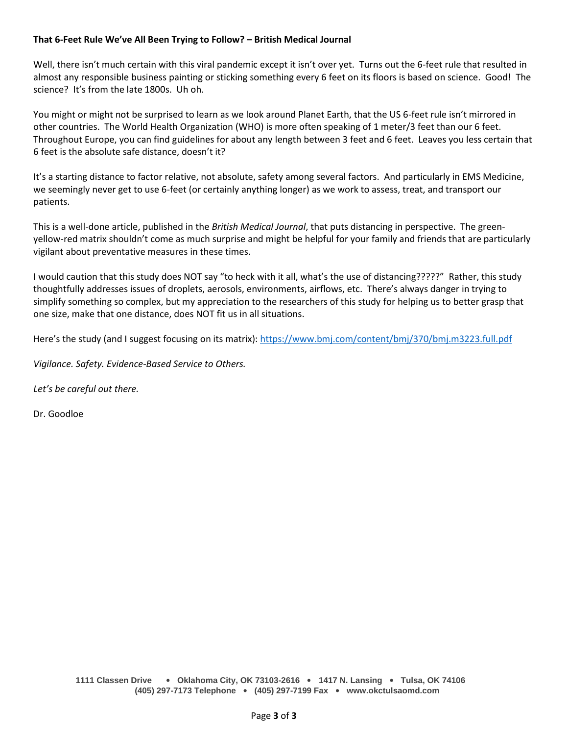**That 6-Feet Rule We've All Been Trying to Follow? – British Medical Journal**

Well, there isn't much certain with this viral pandemic except it isn't over yet. Turns out the 6-feet rule that resulted in almost any responsible business painting or sticking something every 6 feet on its floors is based on science. Good! The science? It's from the late 1800s. Uh oh.

You might or might not be surprised to learn as we look around Planet Earth, that the US 6-feet rule isn't mirrored in other countries. The World Health Organization (WHO) is more often speaking of 1 meter/3 feet than our 6 feet. Throughout Europe, you can find guidelines for about any length between 3 feet and 6 feet. Leaves you less certain that 6 feet is the absolute safe distance, doesn't it?

It's a starting distance to factor relative, not absolute, safety among several factors. And particularly in EMS Medicine, we seemingly never get to use 6-feet (or certainly anything longer) as we work to assess, treat, and transport our patients.

This is a well-done article, published in the *British Medical Journal*, that puts distancing in perspective. The green-yellow-red matrix shouldn't come as much surprise and might be helpful for your family and friends that are particularly vigilant about preventative measures in these times.

I would caution that this study does NOT say "to heck with it all, what's the use of distancing?????" Rather, this study thoughtfully addresses issues of droplets, aerosols, environments, airflows, etc. There's always danger in trying to simplify something so complex, but my appreciation to the researchers of this study for helping us to better grasp that one size, make that one distance, does NOT fit us in all situations.

Here's the study (and I suggest focusing on its matrix): https://www.bmj.com/content/bmj/370/bmj.m3223.full.pdf

*Vigilance. Safety. Evidence-Based Service to Others.*

*Let's be careful out there.*

Dr. Goodloe

**1111 Classen Drive • Oklahoma City, OK 73103-2616 • 1417 N. Lansing • Tulsa, OK 74106**
**(405) 297-7173 Telephone • (405) 297-7199 Fax • www.okctulsaomd.com**